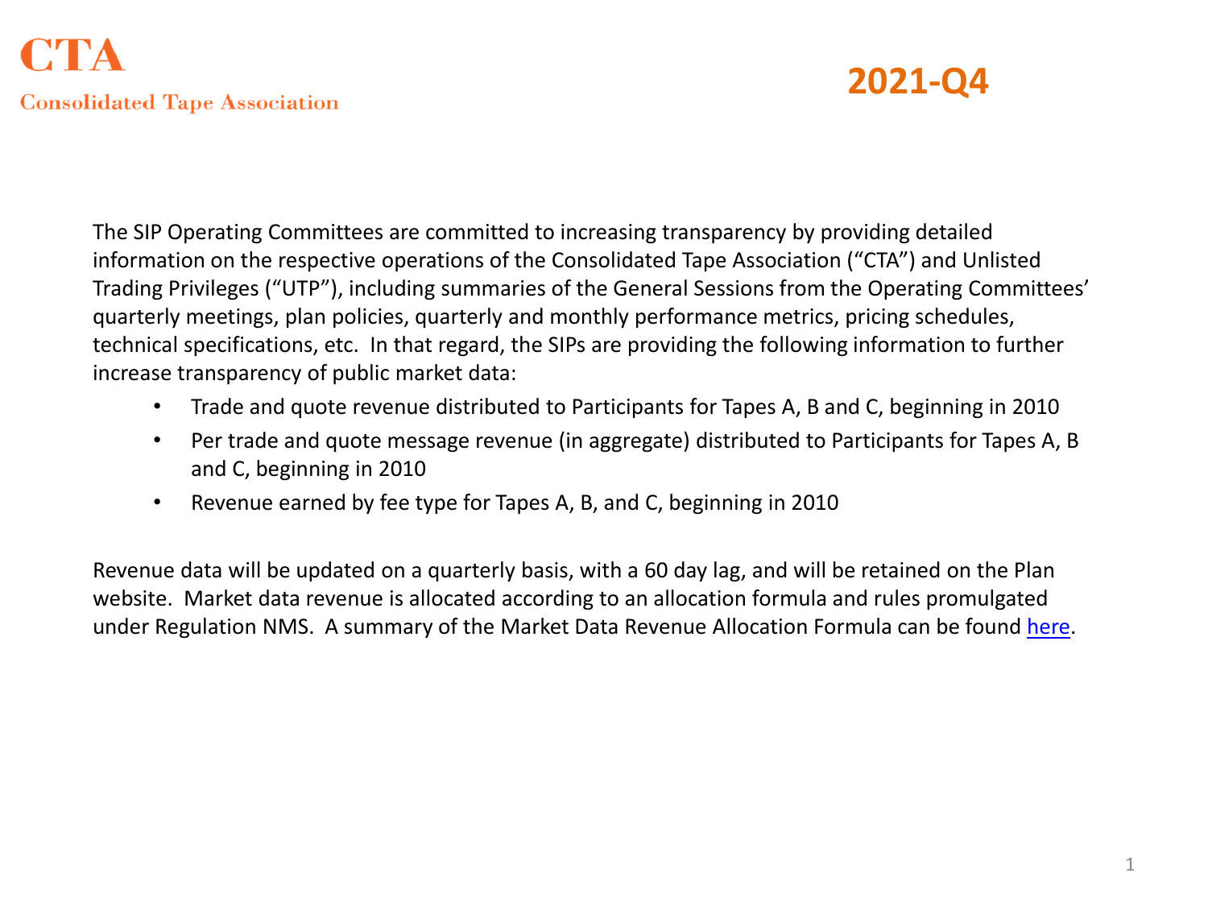# CTA

**Consolidated Tape Association**

## 2021-Q4

The SIP Operating Committees are committed to increasing transparency by providing detailed information on the respective operations of the Consolidated Tape Association ("CTA") and Unlisted Trading Privileges ("UTP"), including summaries of the General Sessions from the Operating Committees' quarterly meetings, plan policies, quarterly and monthly performance metrics, pricing schedules, technical specifications, etc. In that regard, the SIPs are providing the following information to further increase transparency of public market data:

- Trade and quote revenue distributed to Participants for Tapes A, B and C, beginning in 2010
- Per trade and quote message revenue (in aggregate) distributed to Participants for Tapes A, B and C, beginning in 2010
- Revenue earned by fee type for Tapes A, B, and C, beginning in 2010

Revenue data will be updated on a quarterly basis, with a 60 day lag, and will be retained on the Plan website. Market data revenue is allocated according to an allocation formula and rules promulgated under Regulation NMS. A summary of the Market Data Revenue Allocation Formula can be found here.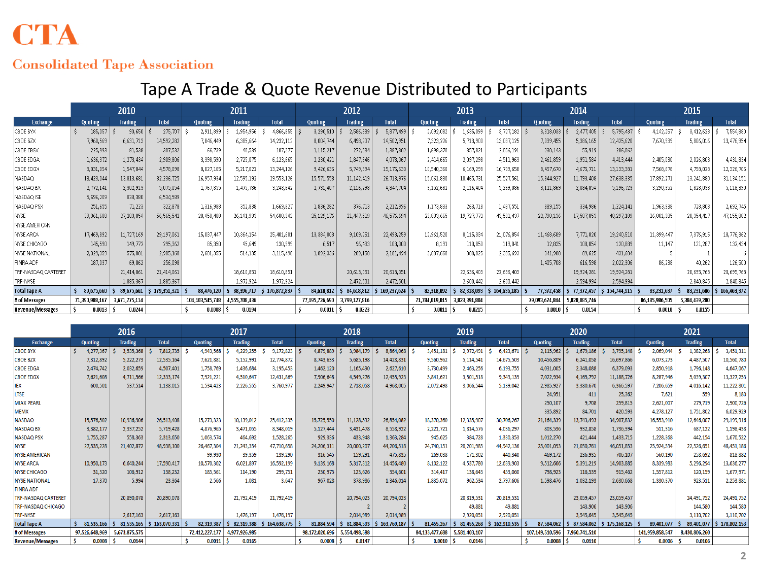# CTA

Consolidated Tape Association

## Tape A Trade & Quote Revenue Distributed to Participants

| Exchange | 2010 | | | 2011 | | | 2012 | | | 2013 | | | 2014 | | | 2015 | | |
|---|---|---|---|---|---|---|---|---|---|---|---|---|---|---|---|---|---|---|
| | Quoting | Trading | Total | Quoting | Trading | Total | Quoting | Trading | Total | Quoting | Trading | Total | Quoting | Trading | Total | Quoting | Trading | Total |
| CBOE BYX | $ 185,057 | $ 90,650 | $ 275,707 | $ 2,911,899 | $ 1,954,956 | $ 4,866,855 | $ 3,290,510 | $ 2,586,989 | $ 5,877,499 | $ 2,092,082 | $ 1,635,099 | $ 3,727,182 | $ 3,318,033 | $ 2,477,405 | $ 5,795,437 | $ 4,142,257 | $ 3,412,623 | $ 7,554,880 |
| CBOE BZX | 7,960,569 | 6,631,713 | 14,592,282 | 7,846,449 | 6,385,664 | 14,232,112 | 8,004,744 | 6,498,207 | 14,502,951 | 7,323,226 | 5,713,900 | 13,037,125 | 7,039,455 | 5,386,165 | 12,425,620 | 7,670,939 | 5,806,016 | 13,476,954 |
| CBOE CBSX | 225,993 | 81,538 | 307,532 | 66,739 | 40,539 | 107,277 | 1,115,217 | 272,584 | 1,387,802 | 1,698,370 | 357,821 | 2,056,191 | 230,143 | 55,919 | 286,062 | | | |
| CBOE EDGA | 1,636,372 | 1,273,434 | 2,909,806 | 3,398,590 | 2,725,075 | 6,123,665 | 2,230,421 | 1,847,646 | 4,078,067 | 2,414,665 | 2,097,298 | 4,511,963 | 2,461,859 | 1,951,584 | 4,413,444 | 2,405,030 | 2,026,803 | 4,431,834 |
| CBOE EDGX | 3,031,054 | 1,547,044 | 4,578,098 | 8,027,105 | 5,217,021 | 13,244,126 | 9,426,636 | 5,749,994 | 15,176,630 | 10,540,360 | 6,169,298 | 16,709,658 | 8,457,670 | 4,675,711 | 13,133,381 | 7,568,678 | 4,758,028 | 12,326,706 |
| NASDAQ | 18,423,044 | 13,813,681 | 32,236,725 | 16,957,934 | 12,595,192 | 29,553,126 | 15,571,558 | 11,142,419 | 26,713,976 | 15,061,830 | 10,465,731 | 25,527,561 | 15,844,927 | 11,793,408 | 27,638,335 | 17,892,271 | 13,241,880 | 31,134,151 |
| NASDAQ BX | 2,772,141 | 2,302,913 | 5,075,054 | 1,767,855 | 1,475,786 | 3,243,642 | 2,731,407 | 2,116,298 | 4,847,704 | 3,152,682 | 2,116,404 | 5,269,086 | 3,111,869 | 2,084,854 | 5,196,723 | 3,290,352 | 1,828,038 | 5,118,390 |
| NASDAQ ISE | 5,696,209 | 838,380 | 6,534,589 | | | | | | | | | | | | | | | |
| NASDAQ PSX | 251,655 | 71,223 | 322,878 | 1,316,988 | 352,838 | 1,669,827 | 1,836,282 | 376,713 | 2,212,996 | 1,173,833 | 263,718 | 1,437,551 | 889,155 | 334,986 | 1,224,141 | 1,963,938 | 728,808 | 2,692,745 |
| NYSE | 29,361,688 | 27,203,854 | 56,565,542 | 28,458,408 | 26,141,933 | 54,600,342 | 25,129,176 | 21,447,519 | 46,576,694 | 23,803,665 | 19,727,772 | 43,531,437 | 22,790,136 | 17,507,053 | 40,297,189 | 26,801,385 | 20,354,417 | 47,155,802 |
| NYSE AMERICAN | | | | | | | | | | | | | | | | | | |
| NYSE ARCA | 17,469,892 | 11,727,169 | 29,197,061 | 15,037,447 | 10,364,154 | 25,401,601 | 13,384,008 | 9,109,251 | 22,493,259 | 12,961,520 | 8,115,334 | 21,076,854 | 11,468,689 | 7,771,820 | 19,240,510 | 11,399,447 | 7,376,915 | 18,776,362 |
| NYSE CHICAGO | 145,590 | 149,772 | 295,362 | 85,350 | 45,649 | 130,999 | 6,517 | 96,483 | 103,000 | 8,191 | 110,850 | 119,041 | 12,835 | 108,054 | 120,889 | 11,147 | 121,287 | 132,434 |
| NYSE NATIONAL | 2,329,359 | 575,801 | 2,905,160 | 2,601,355 | 514,135 | 3,115,490 | 1,892,336 | 289,158 | 2,181,494 | 2,087,668 | 308,025 | 2,395,693 | 341,980 | 89,625 | 431,604 | 5 | 1 | 6 |
| FINRA ADF | 187,037 | 69,062 | 256,098 | | | | | | | | | | 1,405,708 | 616,598 | 2,022,306 | 86,238 | 40,262 | 126,500 |
| TRF-NASDAQ CARTERET | | 21,414,061 | 21,414,061 | | 18,610,851 | 18,610,851 | | 20,613,051 | 20,613,051 | | 22,636,403 | 22,636,403 | | 19,924,281 | 19,924,281 | | 20,695,763 | 20,695,763 |
| TRF-NYSE | | 1,885,367 | 1,885,367 | | 1,972,924 | 1,972,924 | | 2,472,501 | 2,472,501 | | 2,600,442 | 2,600,442 | | 2,594,994 | 2,594,994 | | 2,840,845 | 2,840,845 |
| **Total Tape A** | $ 89,675,660 | $ 89,675,661 | $ 179,351,321 | $ 88,476,120 | $ 88,396,717 | $ 176,872,837 | $ 84,618,812 | $ 84,618,812 | $ 169,237,624 | $ 82,318,092 | $ 82,318,093 | $ 164,636,185 | $ 77,372,458 | $ 77,372,457 | $ 154,744,915 | $ 83,231,687 | $ 83,231,686 | $ 166,463,372 |
| # of Messages | 71,390,988,167 | 3,671,775,114 | | 104,403,545,748 | 4,555,708,436 | | 77,195,726,690 | 3,799,127,816 | | 71,784,019,015 | 3,823,391,804 | | 79,093,674,844 | 5,028,885,746 | | 86,185,986,505 | 5,384,439,280 | |
| Revenue/Messages | $ 0.0013 | $ 0.0244 | | $ 0.0008 | $ 0.0194 | | $ 0.0011 | $ 0.0223 | | $ 0.0011 | $ 0.0215 | | $ 0.0010 | $ 0.0154 | | $ 0.0010 | $ 0.0155 | |

| Exchange | 2016 | | | 2017 | | | 2018 | | | 2019 | | | 2020 | | | 2021 | | |
|---|---|---|---|---|---|---|---|---|---|---|---|---|---|---|---|---|---|---|
| | Quoting | Trading | Total | Quoting | Trading | Total | Quoting | Trading | Total | Quoting | Trading | Total | Quoting | Trading | Total | Quoting | Trading | Total |
| CBOE BYX | $ 4,277,367 | $ 3,535,368 | $ 7,812,735 | $ 4,943,568 | $ 4,229,255 | $ 9,172,823 | $ 4,879,889 | $ 3,984,179 | $ 8,864,068 | $ 3,451,181 | $ 2,972,491 | $ 6,423,671 | $ 2,115,962 | $ 1,679,186 | $ 3,795,148 | $ 2,069,044 | $ 1,382,268 | $ 3,451,311 |
| CBOE BZX | 7,312,892 | 5,222,273 | 12,535,164 | 7,621,881 | 5,152,991 | 12,774,872 | 8,743,633 | 5,685,198 | 14,428,831 | 9,560,962 | 5,114,541 | 14,675,503 | 10,456,809 | 6,241,058 | 16,697,866 | 6,073,273 | 4,487,507 | 10,560,780 |
| CBOE EDGA | 2,474,742 | 2,032,659 | 4,507,401 | 1,758,769 | 1,436,684 | 3,195,453 | 1,462,120 | 1,165,490 | 2,627,610 | 3,730,499 | 2,463,256 | 6,193,755 | 4,031,005 | 2,348,088 | 6,379,093 | 2,850,918 | 1,796,148 | 4,647,067 |
| CBOE EDGX | 7,621,608 | 4,711,566 | 12,333,174 | 7,921,221 | 4,510,647 | 12,431,869 | 7,906,648 | 4,549,276 | 12,455,923 | 5,841,621 | 3,501,518 | 9,343,139 | 7,022,934 | 4,165,792 | 11,188,726 | 8,287,946 | 5,039,307 | 13,327,253 |
| IEX | 600,501 | 537,514 | 1,138,015 | 1,534,423 | 2,226,555 | 3,760,977 | 2,249,947 | 2,718,058 | 4,968,005 | 2,072,498 | 3,066,544 | 5,139,042 | 2,985,927 | 3,380,670 | 6,366,597 | 7,206,659 | 4,016,142 | 11,222,801 |
| LTSE | | | | | | | | | | | | | 24,951 | 411 | 25,362 | 7,621 | 559 | 8,180 |
| MIAX PEARL | | | | | | | | | | | | | 250,107 | 9,708 | 259,815 | 2,621,007 | 279,719 | 2,900,726 |
| MEMX | | | | | | | | | | | | | 335,892 | 84,701 | 420,593 | 4,278,127 | 1,751,802 | 6,029,929 |
| NASDAQ | 15,576,502 | 10,936,906 | 26,513,408 | 15,273,323 | 10,139,012 | 25,412,335 | 15,725,550 | 11,128,532 | 26,854,082 | 18,370,360 | 12,335,907 | 30,706,267 | 21,164,339 | 13,743,493 | 34,907,832 | 16,553,910 | 12,646,007 | 29,199,916 |
| NASDAQ BX | 3,382,177 | 2,337,252 | 5,719,428 | 4,876,965 | 3,471,055 | 8,348,019 | 5,127,444 | 3,431,478 | 8,558,922 | 2,221,721 | 1,814,576 | 4,036,297 | 803,536 | 932,858 | 1,736,394 | 511,316 | 687,122 | 1,198,438 |
| NASDAQ PSX | 1,755,287 | 558,363 | 2,313,650 | 1,063,574 | 464,692 | 1,528,265 | 929,336 | 433,948 | 1,363,284 | 945,625 | 384,728 | 1,330,353 | 1,012,270 | 421,444 | 1,433,715 | 1,228,368 | 442,154 | 1,670,522 |
| NYSE | 27,535,228 | 21,402,872 | 48,938,100 | 26,467,304 | 21,243,354 | 47,710,658 | 24,206,311 | 20,000,207 | 44,206,518 | 24,740,151 | 20,201,985 | 44,942,136 | 25,001,093 | 21,050,761 | 46,051,853 | 25,924,534 | 22,526,651 | 48,451,186 |
| NYSE AMERICAN | | | | 99,930 | 39,359 | 139,290 | 316,545 | 159,291 | 475,835 | 269,038 | 171,302 | 440,340 | 469,172 | 236,935 | 706,107 | 560,190 | 258,692 | 818,882 |
| NYSE ARCA | 10,950,173 | 6,640,244 | 17,590,417 | 10,570,302 | 6,021,897 | 16,592,199 | 9,139,168 | 5,317,312 | 14,456,480 | 8,102,122 | 4,537,780 | 12,639,903 | 9,512,666 | 5,391,219 | 14,903,885 | 8,339,983 | 5,296,294 | 13,636,277 |
| NYSE CHICAGO | 31,320 | 106,912 | 138,232 | 185,561 | 114,190 | 299,751 | 230,975 | 123,626 | 354,601 | 314,417 | 138,643 | 453,060 | 798,923 | 116,539 | 915,462 | 1,557,812 | 120,159 | 1,677,971 |
| NYSE NATIONAL | 17,370 | 5,994 | 23,364 | 2,566 | 1,081 | 3,647 | 967,028 | 378,986 | 1,346,014 | 1,835,072 | 962,534 | 2,797,606 | 1,598,476 | 1,032,193 | 2,630,668 | 1,330,370 | 923,511 | 2,253,881 |
| FINRA ADF | | | | | | | | | | | | | | | | | | |
| TRF-NASDAQ CARTERET | | 20,890,078 | 20,890,078 | | 21,792,419 | 21,792,419 | | 20,794,023 | 20,794,023 | | 20,819,531 | 20,819,531 | | 23,059,457 | 23,059,457 | | 24,491,752 | 24,491,752 |
| TRF-NASDAQ CHICAGO | | | | | | | | 2 | 2 | | 49,881 | 49,881 | | 143,906 | 143,906 | | 144,580 | 144,580 |
| TRF-NYSE | | 2,617,163 | 2,617,163 | | 1,476,197 | 1,476,197 | | 2,014,989 | 2,014,989 | | 2,920,051 | 2,920,051 | | 3,545,045 | 3,545,045 | | 3,110,702 | 3,110,702 |
| **Total Tape A** | $ 81,535,166 | $ 81,535,165 | $ 163,070,331 | $ 82,319,387 | $ 82,319,388 | $ 164,638,775 | $ 81,884,594 | $ 81,884,593 | $ 163,769,187 | $ 81,455,267 | $ 81,455,268 | $ 162,910,535 | $ 87,584,062 | $ 87,584,062 | $ 175,168,125 | $ 89,401,077 | $ 89,401,077 | $ 178,802,153 |
| # of Messages | 97,526,648,969 | 5,673,875,575 | | 72,412,227,177 | 4,977,926,985 | | 98,172,020,696 | 5,554,498,588 | | 84,133,477,688 | 5,581,403,107 | | 107,149,510,596 | 7,960,741,510 | | 141,959,858,547 | 8,430,806,260 | |
| Revenue/Messages | $ 0.0008 | $ 0.0144 | | $ 0.0011 | $ 0.0165 | | $ 0.0008 | $ 0.0147 | | $ 0.0010 | $ 0.0146 | | $ 0.0008 | $ 0.0110 | | $ 0.0006 | $ 0.0106 | |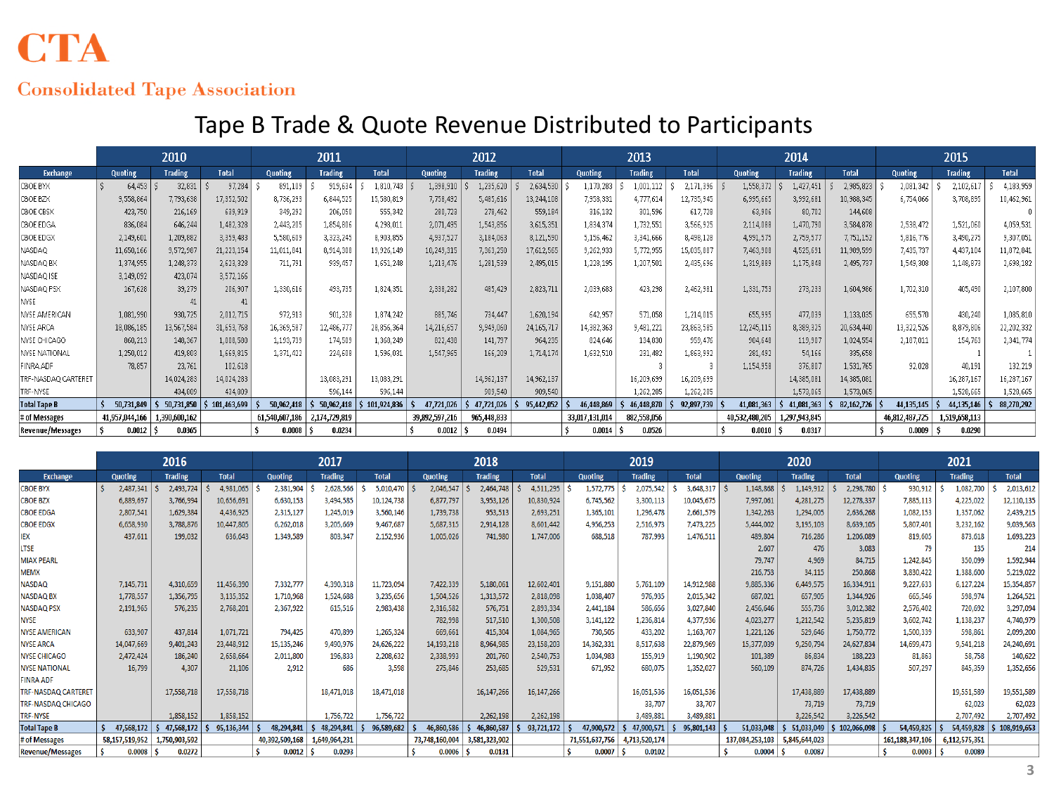# CTA

## Consolidated Tape Association

## Tape B Trade & Quote Revenue Distributed to Participants

| Exchange | 2010 Quoting | 2010 Trading | 2010 Total | 2011 Quoting | 2011 Trading | 2011 Total | 2012 Quoting | 2012 Trading | 2012 Total | 2013 Quoting | 2013 Trading | 2013 Total | 2014 Quoting | 2014 Trading | 2014 Total | 2015 Quoting | 2015 Trading | 2015 Total |
|---|---|---|---|---|---|---|---|---|---|---|---|---|---|---|---|---|---|---|
| CBOE BYX | $ 64,453 | $ 32,831 | $ 97,284 | $ 891,109 | $ 919,634 | $ 1,810,743 | $ 1,398,910 | $ 1,235,620 | $ 2,634,530 | $ 1,170,283 | $ 1,001,112 | $ 2,171,396 | $ 1,558,372 | $ 1,427,451 | $ 2,985,823 | $ 2,081,342 | $ 2,102,617 | $ 4,183,959 |
| CBOE BZX | 9,558,864 | 7,793,638 | 17,352,502 | 8,736,293 | 6,844,525 | 15,580,819 | 7,758,492 | 5,485,616 | 13,244,108 | 7,958,331 | 4,777,614 | 12,735,945 | 6,995,665 | 3,992,681 | 10,988,345 | 6,754,066 | 3,708,895 | 10,462,961 |
| CBOE CBSX | 423,750 | 216,169 | 639,919 | 349,292 | 206,050 | 555,342 | 280,723 | 278,462 | 559,184 | 316,132 | 301,596 | 617,728 | 63,906 | 80,702 | 144,608 | | | 0 |
| CBOE EDGA | 836,084 | 646,244 | 1,482,328 | 2,443,205 | 1,854,806 | 4,298,011 | 2,071,495 | 1,543,856 | 3,615,351 | 1,834,374 | 1,732,551 | 3,566,925 | 2,114,088 | 1,470,790 | 3,584,878 | 2,538,472 | 1,521,060 | 4,059,531 |
| CBOE EDGX | 2,149,601 | 1,209,882 | 3,359,483 | 5,580,609 | 3,323,245 | 8,903,855 | 4,937,527 | 3,184,063 | 8,121,590 | 5,156,462 | 3,341,666 | 8,498,128 | 4,991,575 | 2,759,577 | 7,751,152 | 5,816,776 | 3,490,275 | 9,307,051 |
| NASDAQ | 11,650,166 | 9,572,987 | 21,223,154 | 11,011,841 | 8,914,308 | 19,926,149 | 10,249,315 | 7,363,250 | 17,612,565 | 9,262,933 | 5,772,955 | 15,035,887 | 7,463,908 | 4,525,691 | 11,989,599 | 7,435,737 | 4,437,104 | 11,872,841 |
| NASDAQ BX | 1,374,955 | 1,248,373 | 2,623,328 | 711,791 | 939,457 | 1,651,248 | 1,213,476 | 1,281,539 | 2,495,015 | 1,228,195 | 1,207,501 | 2,435,696 | 1,319,889 | 1,175,848 | 2,495,737 | 1,549,308 | 1,148,873 | 2,698,182 |
| NASDAQ ISE | 3,149,092 | 423,074 | 3,572,166 | | | | | | | | | | | | | | | |
| NASDAQ PSX | 167,628 | 39,279 | 206,907 | 1,330,616 | 493,735 | 1,824,351 | 2,338,282 | 485,429 | 2,823,711 | 2,039,683 | 423,298 | 2,462,981 | 1,331,753 | 273,233 | 1,604,986 | 1,702,310 | 405,490 | 2,107,800 |
| NYSE | | 41 | 41 | | | | | | | | | | | | | | | |
| NYSE AMERICAN | 1,081,990 | 930,725 | 2,012,715 | 972,913 | 901,328 | 1,874,242 | 885,746 | 734,447 | 1,620,194 | 642,957 | 571,058 | 1,214,015 | 655,995 | 477,039 | 1,133,035 | 655,570 | 430,240 | 1,085,810 |
| NYSE ARCA | 18,086,185 | 13,567,584 | 31,653,768 | 16,369,587 | 12,486,777 | 28,856,364 | 14,216,657 | 9,949,060 | 24,165,717 | 14,382,363 | 9,481,221 | 23,863,585 | 12,245,115 | 8,389,325 | 20,634,440 | 13,322,526 | 8,879,806 | 22,202,332 |
| NYSE CHICAGO | 860,213 | 148,367 | 1,008,580 | 1,193,739 | 174,509 | 1,368,249 | 822,438 | 141,797 | 964,235 | 824,646 | 134,830 | 959,476 | 904,648 | 119,907 | 1,024,554 | 2,187,011 | 154,763 | 2,341,774 |
| NYSE NATIONAL | 1,250,012 | 419,803 | 1,669,815 | 1,371,422 | 224,608 | 1,596,031 | 1,547,965 | 166,209 | 1,714,174 | 1,632,510 | 231,482 | 1,863,992 | 281,492 | 54,166 | 335,658 | | 1 | 1 |
| FINRA ADF | 78,857 | 23,761 | 102,618 | | | | | | | | 3 | 3 | 1,154,958 | 376,807 | 1,531,765 | 92,028 | 40,191 | 132,219 |
| TRF-NASDAQ CARTERET | | 14,024,283 | 14,024,283 | | 13,083,291 | 13,083,291 | | 14,962,137 | 14,962,137 | | 16,209,699 | 16,209,699 | | 14,385,081 | 14,385,081 | | 16,287,167 | 16,287,167 |
| TRF-NYSE | | 434,809 | 434,809 | | 596,144 | 596,144 | | 909,540 | 909,540 | | 1,262,205 | 1,262,205 | | 1,573,065 | 1,573,065 | | 1,528,665 | 1,528,665 |
| **Total Tape B** | $ 50,731,849 | $ 50,731,850 | $ 101,463,699 | $ 50,962,418 | $ 50,962,418 | $ 101,924,836 | $ 47,721,026 | $ 47,721,026 | $ 95,442,052 | $ 46,448,869 | $ 46,448,870 | $ 92,897,739 | $ 41,081,363 | $ 41,081,363 | $ 82,162,726 | $ 44,135,145 | $ 44,135,146 | $ 88,270,292 |
| # of Messages | 41,957,044,166 | 1,390,600,162 | | 61,540,607,186 | 2,174,729,819 | | 39,892,597,216 | 965,448,833 | | 33,017,131,014 | 882,558,056 | | 40,532,480,205 | 1,297,943,845 | | 46,812,487,725 | 1,519,658,113 | |
| Revenue/Messages | $ 0.0012 | $ 0.0365 | | $ 0.0008 | $ 0.0234 | | $ 0.0012 | $ 0.0494 | | $ 0.0014 | $ 0.0526 | | $ 0.0010 | $ 0.0317 | | $ 0.0009 | $ 0.0290 | |

| Exchange | 2016 Quoting | 2016 Trading | 2016 Total | 2017 Quoting | 2017 Trading | 2017 Total | 2018 Quoting | 2018 Trading | 2018 Total | 2019 Quoting | 2019 Trading | 2019 Total | 2020 Quoting | 2020 Trading | 2020 Total | 2021 Quoting | 2021 Trading | 2021 Total |
|---|---|---|---|---|---|---|---|---|---|---|---|---|---|---|---|---|---|---|
| CBOE BYX | $ 2,487,341 | $ 2,493,724 | $ 4,981,065 | $ 2,381,904 | $ 2,628,566 | $ 5,010,470 | $ 2,046,547 | $ 2,464,748 | $ 4,511,295 | $ 1,572,775 | $ 2,075,542 | $ 3,648,317 | $ 1,148,868 | $ 1,149,912 | $ 2,298,780 | $ 930,912 | $ 1,082,700 | $ 2,013,612 |
| CBOE BZX | 6,889,697 | 3,766,994 | 10,656,691 | 6,630,153 | 3,494,585 | 10,124,738 | 6,877,797 | 3,953,126 | 10,830,924 | 6,745,562 | 3,300,113 | 10,045,675 | 7,997,061 | 4,281,275 | 12,278,337 | 7,885,113 | 4,225,022 | 12,110,135 |
| CBOE EDGA | 2,807,541 | 1,629,384 | 4,436,925 | 2,315,127 | 1,245,019 | 3,560,146 | 1,739,738 | 953,513 | 2,693,251 | 1,365,101 | 1,296,478 | 2,661,579 | 1,342,263 | 1,294,005 | 2,636,268 | 1,082,153 | 1,357,062 | 2,439,215 |
| CBOE EDGX | 6,658,930 | 3,788,876 | 10,447,805 | 6,262,018 | 3,205,669 | 9,467,687 | 5,687,315 | 2,914,128 | 8,601,442 | 4,956,253 | 2,516,973 | 7,473,225 | 5,444,002 | 3,195,103 | 8,639,105 | 5,807,401 | 3,232,162 | 9,039,563 |
| IEX | 437,611 | 199,032 | 636,643 | 1,349,589 | 803,347 | 2,152,936 | 1,005,026 | 741,980 | 1,747,006 | 688,518 | 787,993 | 1,476,511 | 489,804 | 716,286 | 1,206,089 | 819,605 | 873,618 | 1,693,223 |
| LTSE | | | | | | | | | | | | | 2,607 | 476 | 3,083 | 79 | 135 | 214 |
| MIAX PEARL | | | | | | | | | | | | | 79,747 | 4,969 | 84,715 | 1,242,845 | 350,099 | 1,592,944 |
| MEMX | | | | | | | | | | | | | 216,753 | 34,115 | 250,868 | 3,830,422 | 1,388,600 | 5,219,022 |
| NASDAQ | 7,145,731 | 4,310,659 | 11,456,390 | 7,332,777 | 4,390,318 | 11,723,094 | 7,422,339 | 5,180,061 | 12,602,401 | 9,151,880 | 5,761,109 | 14,912,988 | 9,885,336 | 6,449,575 | 16,334,911 | 9,227,633 | 6,127,224 | 15,354,857 |
| NASDAQ BX | 1,778,557 | 1,356,795 | 3,135,352 | 1,710,968 | 1,524,688 | 3,235,656 | 1,504,526 | 1,313,572 | 2,818,098 | 1,038,407 | 976,935 | 2,015,342 | 687,021 | 657,905 | 1,344,926 | 665,546 | 598,974 | 1,264,521 |
| NASDAQ PSX | 2,191,965 | 576,235 | 2,768,201 | 2,367,922 | 615,516 | 2,983,438 | 2,316,582 | 576,751 | 2,893,334 | 2,441,184 | 586,656 | 3,027,840 | 2,456,646 | 555,736 | 3,012,382 | 2,576,402 | 720,692 | 3,297,094 |
| NYSE | | | | | | | 782,998 | 517,510 | 1,300,508 | 3,141,122 | 1,236,814 | 4,377,936 | 4,023,277 | 1,212,542 | 5,235,819 | 3,602,742 | 1,138,237 | 4,740,979 |
| NYSE AMERICAN | 633,907 | 437,814 | 1,071,721 | 794,425 | 470,899 | 1,265,324 | 669,661 | 415,304 | 1,084,965 | 730,505 | 433,202 | 1,163,707 | 1,221,126 | 529,646 | 1,750,772 | 1,500,339 | 598,861 | 2,099,200 |
| NYSE ARCA | 14,047,669 | 9,401,243 | 23,448,912 | 15,135,246 | 9,490,976 | 24,626,222 | 14,193,218 | 8,964,985 | 23,158,203 | 14,362,331 | 8,517,638 | 22,879,969 | 15,377,039 | 9,250,794 | 24,627,834 | 14,699,473 | 9,541,218 | 24,240,691 |
| NYSE CHICAGO | 2,472,424 | 186,240 | 2,658,664 | 2,011,800 | 196,833 | 2,208,632 | 2,338,993 | 201,760 | 2,540,753 | 1,034,983 | 155,919 | 1,190,902 | 101,389 | 86,834 | 188,223 | 81,863 | 58,758 | 140,622 |
| NYSE NATIONAL | 16,799 | 4,307 | 21,106 | 2,912 | 686 | 3,598 | 275,846 | 253,685 | 529,531 | 671,952 | 680,075 | 1,352,027 | 560,109 | 874,726 | 1,434,835 | 507,297 | 845,359 | 1,352,656 |
| FINRA ADF | | | | | | | | | | | | | | | | | | |
| TRF-NASDAQ CARTERET | | 17,558,718 | 17,558,718 | | 18,471,018 | 18,471,018 | | 16,147,266 | 16,147,266 | | 16,051,536 | 16,051,536 | | 17,438,889 | 17,438,889 | | 19,551,589 | 19,551,589 |
| TRF-NASDAQ CHICAGO | | | | | | | | | | | 33,707 | 33,707 | | 73,719 | 73,719 | | 62,023 | 62,023 |
| TRF-NYSE | | 1,858,152 | 1,858,152 | | 1,756,722 | 1,756,722 | | 2,262,198 | 2,262,198 | | 3,489,881 | 3,489,881 | | 3,226,542 | 3,226,542 | | 2,707,492 | 2,707,492 |
| **Total Tape B** | $ 47,568,172 | $ 47,568,172 | $ 95,136,344 | $ 48,294,841 | $ 48,294,841 | $ 96,589,682 | $ 46,860,586 | $ 46,860,587 | $ 93,721,172 | $ 47,900,572 | $ 47,900,571 | $ 95,801,143 | $ 51,033,048 | $ 51,033,049 | $ 102,066,098 | $ 54,459,825 | $ 54,459,828 | $ 108,919,653 |
| # of Messages | 58,157,519,952 | 1,750,903,592 | | 40,392,509,168 | 1,649,964,231 | | 73,748,160,004 | 3,581,323,902 | | 71,551,637,756 | 4,713,520,174 | | 137,084,253,103 | 5,845,644,023 | | 161,188,347,106 | 6,112,575,351 | |
| Revenue/Messages | $ 0.0008 | $ 0.0272 | | $ 0.0012 | $ 0.0293 | | $ 0.0006 | $ 0.0131 | | $ 0.0007 | $ 0.0102 | | $ 0.0004 | $ 0.0087 | | $ 0.0003 | $ 0.0089 | |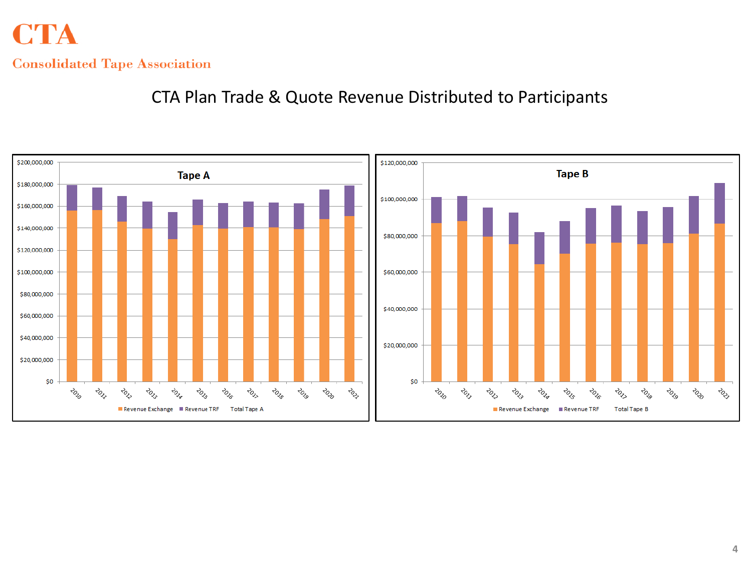# CTA

Consolidated Tape Association

## CTA Plan Trade & Quote Revenue Distributed to Participants

**Tape A**

$200,000,000
$180,000,000
$160,000,000
$140,000,000
$120,000,000
$100,000,000
$80,000,000
$60,000,000
$40,000,000
$20,000,000
$0

2010 2011 2012 2013 2014 2015 2016 2017 2018 2019 2020 2021

Revenue Exchange · Revenue TRF · Total Tape A

**Tape B**

$120,000,000
$100,000,000
$80,000,000
$60,000,000
$40,000,000
$20,000,000
$0

2010 2011 2012 2013 2014 2015 2016 2017 2018 2019 2020 2021

Revenue Exchange · Revenue TRF · Total Tape B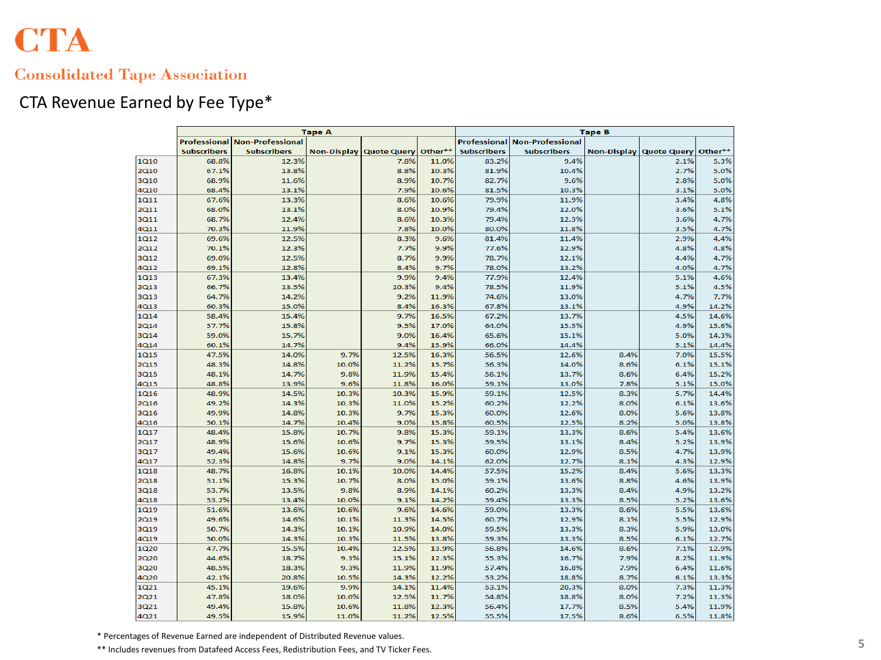# CTA

## Consolidated Tape Association

CTA Revenue Earned by Fee Type*

| | Tape A | | | | | Tape B | | | | |
|---|---|---|---|---|---|---|---|---|---|---|
| | Professional Subscribers | Non-Professional Subscribers | Non-Display | Quote Query | Other** | Professional Subscribers | Non-Professional Subscribers | Non-Display | Quote Query | Other** |
| 1Q10 | 68.8% | 12.3% | | 7.8% | 11.0% | 83.2% | 9.4% | | 2.1% | 5.3% |
| 2Q10 | 67.1% | 13.8% | | 8.8% | 10.3% | 81.9% | 10.4% | | 2.7% | 5.0% |
| 3Q10 | 68.9% | 11.6% | | 8.9% | 10.7% | 82.7% | 9.6% | | 2.8% | 5.0% |
| 4Q10 | 68.4% | 13.1% | | 7.9% | 10.6% | 81.5% | 10.3% | | 3.1% | 5.0% |
| 1Q11 | 67.6% | 13.3% | | 8.6% | 10.6% | 79.9% | 11.9% | | 3.4% | 4.8% |
| 2Q11 | 68.0% | 13.1% | | 8.0% | 10.9% | 79.4% | 12.0% | | 3.6% | 5.1% |
| 3Q11 | 68.7% | 12.4% | | 8.6% | 10.3% | 79.4% | 12.3% | | 3.6% | 4.7% |
| 4Q11 | 70.3% | 11.9% | | 7.8% | 10.0% | 80.0% | 11.8% | | 3.5% | 4.7% |
| 1Q12 | 69.6% | 12.5% | | 8.3% | 9.6% | 81.4% | 11.4% | | 2.9% | 4.4% |
| 2Q12 | 70.1% | 12.3% | | 7.7% | 9.9% | 77.6% | 12.9% | | 4.8% | 4.8% |
| 3Q12 | 69.0% | 12.5% | | 8.7% | 9.9% | 78.7% | 12.1% | | 4.4% | 4.7% |
| 4Q12 | 69.1% | 12.8% | | 8.4% | 9.7% | 78.0% | 13.2% | | 4.0% | 4.7% |
| 1Q13 | 67.3% | 13.4% | | 9.9% | 9.4% | 77.9% | 12.4% | | 5.1% | 4.6% |
| 2Q13 | 66.7% | 13.5% | | 10.3% | 9.4% | 78.5% | 11.9% | | 5.1% | 4.5% |
| 3Q13 | 64.7% | 14.2% | | 9.2% | 11.9% | 74.6% | 13.0% | | 4.7% | 7.7% |
| 4Q13 | 60.3% | 15.0% | | 8.4% | 16.3% | 67.8% | 13.1% | | 4.9% | 14.2% |
| 1Q14 | 58.4% | 15.4% | | 9.7% | 16.5% | 67.2% | 13.7% | | 4.5% | 14.6% |
| 2Q14 | 57.7% | 15.8% | | 9.5% | 17.0% | 64.0% | 15.5% | | 4.9% | 15.6% |
| 3Q14 | 59.0% | 15.7% | | 9.0% | 16.4% | 65.6% | 15.1% | | 5.0% | 14.3% |
| 4Q14 | 60.1% | 14.7% | | 9.4% | 15.9% | 66.0% | 14.4% | | 5.1% | 14.4% |
| 1Q15 | 47.5% | 14.0% | 9.7% | 12.5% | 16.3% | 56.5% | 12.6% | 8.4% | 7.0% | 15.5% |
| 2Q15 | 48.3% | 14.8% | 10.0% | 11.2% | 15.7% | 56.3% | 14.0% | 8.6% | 6.1% | 15.1% |
| 3Q15 | 48.1% | 14.7% | 9.8% | 11.9% | 15.4% | 56.1% | 13.7% | 8.6% | 6.4% | 15.2% |
| 4Q15 | 48.8% | 13.9% | 9.6% | 11.8% | 16.0% | 59.1% | 13.0% | 7.8% | 5.1% | 15.0% |
| 1Q16 | 48.9% | 14.5% | 10.3% | 10.3% | 15.9% | 59.1% | 12.5% | 8.3% | 5.7% | 14.4% |
| 2Q16 | 49.2% | 14.3% | 10.3% | 11.0% | 15.2% | 60.2% | 12.2% | 8.0% | 6.1% | 13.6% |
| 3Q16 | 49.9% | 14.8% | 10.3% | 9.7% | 15.3% | 60.0% | 12.6% | 8.0% | 5.6% | 13.8% |
| 4Q16 | 50.1% | 14.7% | 10.4% | 9.0% | 15.8% | 60.5% | 12.5% | 8.2% | 5.0% | 13.8% |
| 1Q17 | 48.4% | 15.8% | 10.7% | 9.8% | 15.3% | 59.1% | 13.3% | 8.6% | 5.4% | 13.6% |
| 2Q17 | 48.9% | 15.6% | 10.6% | 9.7% | 15.3% | 59.5% | 13.1% | 8.4% | 5.2% | 13.9% |
| 3Q17 | 49.4% | 15.6% | 10.6% | 9.1% | 15.3% | 60.0% | 12.9% | 8.5% | 4.7% | 13.9% |
| 4Q17 | 52.3% | 14.8% | 9.7% | 9.0% | 14.1% | 62.0% | 12.7% | 8.1% | 4.3% | 12.9% |
| 1Q18 | 48.7% | 16.8% | 10.1% | 10.0% | 14.4% | 57.5% | 15.2% | 8.4% | 5.6% | 13.3% |
| 2Q18 | 51.1% | 15.3% | 10.7% | 8.0% | 15.0% | 59.1% | 13.6% | 8.8% | 4.6% | 13.9% |
| 3Q18 | 53.7% | 13.5% | 9.8% | 8.9% | 14.1% | 60.2% | 13.3% | 8.4% | 4.9% | 13.2% |
| 4Q18 | 53.2% | 13.4% | 10.0% | 9.1% | 14.2% | 59.4% | 13.3% | 8.5% | 5.2% | 13.6% |
| 1Q19 | 51.6% | 13.6% | 10.6% | 9.6% | 14.6% | 59.0% | 13.3% | 8.6% | 5.5% | 13.6% |
| 2Q19 | 49.6% | 14.6% | 10.1% | 11.3% | 14.5% | 60.7% | 12.9% | 8.1% | 5.5% | 12.9% |
| 3Q19 | 50.7% | 14.3% | 10.1% | 10.9% | 14.0% | 59.5% | 13.3% | 8.3% | 5.9% | 13.0% |
| 4Q19 | 50.0% | 14.3% | 10.3% | 11.5% | 13.8% | 59.3% | 13.3% | 8.5% | 6.1% | 12.7% |
| 1Q20 | 47.7% | 15.5% | 10.4% | 12.5% | 13.9% | 56.8% | 14.6% | 8.6% | 7.1% | 12.9% |
| 2Q20 | 44.6% | 18.7% | 9.3% | 15.1% | 12.3% | 55.3% | 16.7% | 7.9% | 8.2% | 11.9% |
| 3Q20 | 48.5% | 18.3% | 9.3% | 11.9% | 11.9% | 57.4% | 16.8% | 7.9% | 6.4% | 11.6% |
| 4Q20 | 42.1% | 20.8% | 10.5% | 14.3% | 12.2% | 53.2% | 18.8% | 8.7% | 6.1% | 13.3% |
| 1Q21 | 45.1% | 19.6% | 9.9% | 14.1% | 11.4% | 53.1% | 20.3% | 8.0% | 7.3% | 11.3% |
| 2Q21 | 47.8% | 18.0% | 10.0% | 12.5% | 11.7% | 54.8% | 18.8% | 8.0% | 7.2% | 11.3% |
| 3Q21 | 49.4% | 15.8% | 10.6% | 11.8% | 12.3% | 56.4% | 17.7% | 8.5% | 5.4% | 11.9% |
| 4Q21 | 49.5% | 15.9% | 11.0% | 11.2% | 12.5% | 55.5% | 17.5% | 8.6% | 6.5% | 11.8% |

* Percentages of Revenue Earned are independent of Distributed Revenue values.

** Includes revenues from Datafeed Access Fees, Redistribution Fees, and TV Ticker Fees.